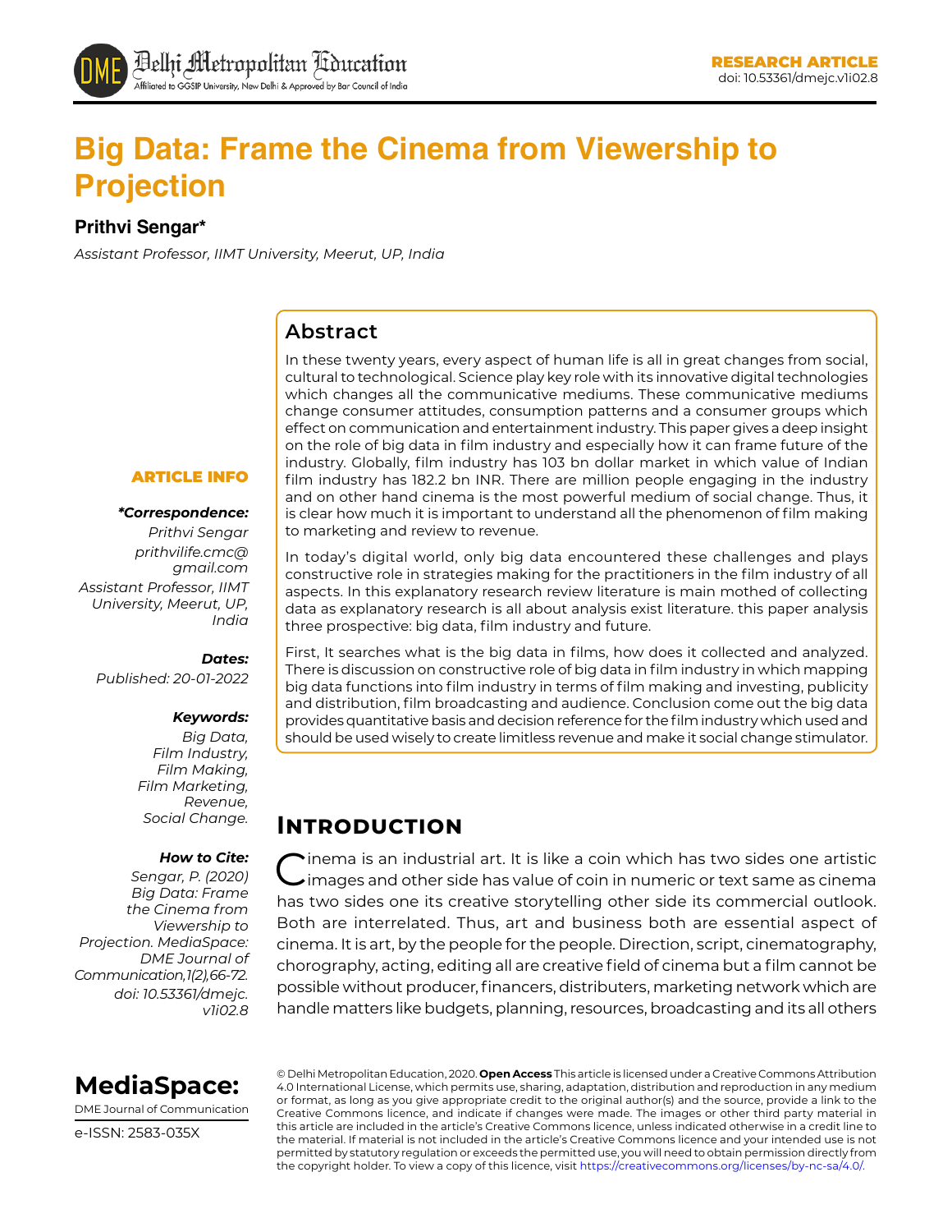RESEARCH ARTICLE
doi: 10.53361/dmejc.v1i02.8

# Big Data: Frame the Cinema from Viewership to Projection

**Prithvi Sengar***

*Assistant Professor, IIMT University, Meerut, UP, India*

## Abstract

In these twenty years, every aspect of human life is all in great changes from social, cultural to technological. Science play key role with its innovative digital technologies which changes all the communicative mediums. These communicative mediums change consumer attitudes, consumption patterns and a consumer groups which effect on communication and entertainment industry. This paper gives a deep insight on the role of big data in film industry and especially how it can frame future of the industry. Globally, film industry has 103 bn dollar market in which value of Indian film industry has 182.2 bn INR. There are million people engaging in the industry and on other hand cinema is the most powerful medium of social change. Thus, it is clear how much it is important to understand all the phenomenon of film making to marketing and review to revenue.

In today's digital world, only big data encountered these challenges and plays constructive role in strategies making for the practitioners in the film industry of all aspects. In this explanatory research review literature is main mothed of collecting data as explanatory research is all about analysis exist literature. this paper analysis three prospective: big data, film industry and future.

First, It searches what is the big data in films, how does it collected and analyzed. There is discussion on constructive role of big data in film industry in which mapping big data functions into film industry in terms of film making and investing, publicity and distribution, film broadcasting and audience. Conclusion come out the big data provides quantitative basis and decision reference for the film industry which used and should be used wisely to create limitless revenue and make it social change stimulator.

**ARTICLE INFO**

***Correspondence:***
*Prithvi Sengar*
*prithvilife.cmc@gmail.com*
*Assistant Professor, IIMT University, Meerut, UP, India*

***Dates:***
*Published: 20-01-2022*

***Keywords:***
*Big Data, Film Industry, Film Making, Film Marketing, Revenue, Social Change.*

***How to Cite:***
*Sengar, P. (2020) Big Data: Frame the Cinema from Viewership to Projection. MediaSpace: DME Journal of Communication,1(2),66-72. doi: 10.53361/dmejc.v1i02.8*

## Introduction

Cinema is an industrial art. It is like a coin which has two sides one artistic images and other side has value of coin in numeric or text same as cinema has two sides one its creative storytelling other side its commercial outlook. Both are interrelated. Thus, art and business both are essential aspect of cinema. It is art, by the people for the people. Direction, script, cinematography, chorography, acting, editing all are creative field of cinema but a film cannot be possible without producer, financers, distributers, marketing network which are handle matters like budgets, planning, resources, broadcasting and its all others

**MediaSpace:**
DME Journal of Communication
e-ISSN: 2583-035X

© Delhi Metropolitan Education, 2020. **Open Access** This article is licensed under a Creative Commons Attribution 4.0 International License, which permits use, sharing, adaptation, distribution and reproduction in any medium or format, as long as you give appropriate credit to the original author(s) and the source, provide a link to the Creative Commons licence, and indicate if changes were made. The images or other third party material in this article are included in the article's Creative Commons licence, unless indicated otherwise in a credit line to the material. If material is not included in the article's Creative Commons licence and your intended use is not permitted by statutory regulation or exceeds the permitted use, you will need to obtain permission directly from the copyright holder. To view a copy of this licence, visit https://creativecommons.org/licenses/by-nc-sa/4.0/.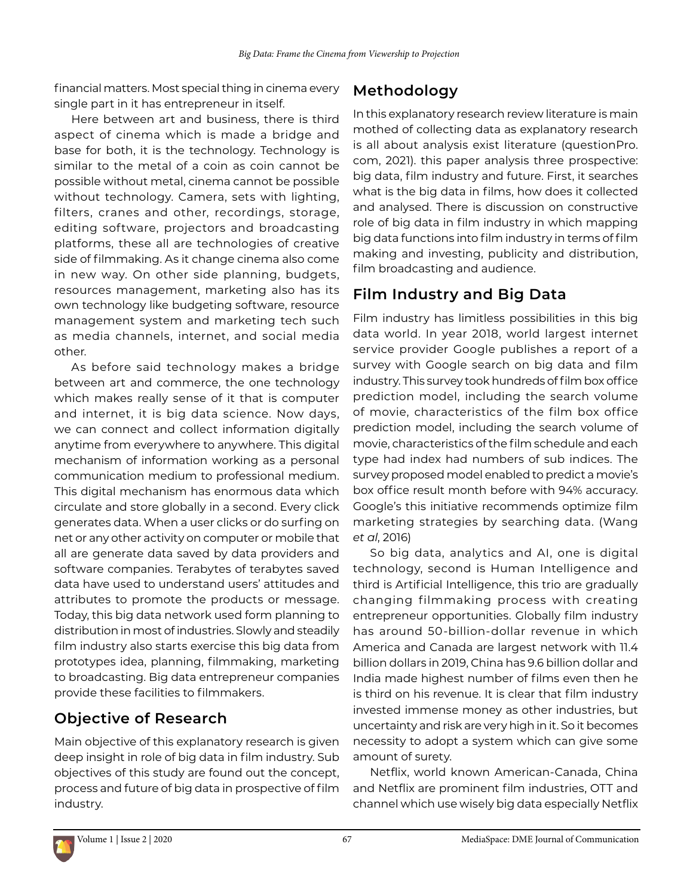financial matters. Most special thing in cinema every single part in it has entrepreneur in itself.

Here between art and business, there is third aspect of cinema which is made a bridge and base for both, it is the technology. Technology is similar to the metal of a coin as coin cannot be possible without metal, cinema cannot be possible without technology. Camera, sets with lighting, filters, cranes and other, recordings, storage, editing software, projectors and broadcasting platforms, these all are technologies of creative side of filmmaking. As it change cinema also come in new way. On other side planning, budgets, resources management, marketing also has its own technology like budgeting software, resource management system and marketing tech such as media channels, internet, and social media other.

As before said technology makes a bridge between art and commerce, the one technology which makes really sense of it that is computer and internet, it is big data science. Now days, we can connect and collect information digitally anytime from everywhere to anywhere. This digital mechanism of information working as a personal communication medium to professional medium. This digital mechanism has enormous data which circulate and store globally in a second. Every click generates data. When a user clicks or do surfing on net or any other activity on computer or mobile that all are generate data saved by data providers and software companies. Terabytes of terabytes saved data have used to understand users' attitudes and attributes to promote the products or message. Today, this big data network used form planning to distribution in most of industries. Slowly and steadily film industry also starts exercise this big data from prototypes idea, planning, filmmaking, marketing to broadcasting. Big data entrepreneur companies provide these facilities to filmmakers.

## Objective of Research

Main objective of this explanatory research is given deep insight in role of big data in film industry. Sub objectives of this study are found out the concept, process and future of big data in prospective of film industry.

## Methodology

In this explanatory research review literature is main mothed of collecting data as explanatory research is all about analysis exist literature (questionPro.com, 2021). this paper analysis three prospective: big data, film industry and future. First, it searches what is the big data in films, how does it collected and analysed. There is discussion on constructive role of big data in film industry in which mapping big data functions into film industry in terms of film making and investing, publicity and distribution, film broadcasting and audience.

## Film Industry and Big Data

Film industry has limitless possibilities in this big data world. In year 2018, world largest internet service provider Google publishes a report of a survey with Google search on big data and film industry. This survey took hundreds of film box office prediction model, including the search volume of movie, characteristics of the film box office prediction model, including the search volume of movie, characteristics of the film schedule and each type had index had numbers of sub indices. The survey proposed model enabled to predict a movie's box office result month before with 94% accuracy. Google's this initiative recommends optimize film marketing strategies by searching data. (Wang *et al*, 2016)

So big data, analytics and AI, one is digital technology, second is Human Intelligence and third is Artificial Intelligence, this trio are gradually changing filmmaking process with creating entrepreneur opportunities. Globally film industry has around 50-billion-dollar revenue in which America and Canada are largest network with 11.4 billion dollars in 2019, China has 9.6 billion dollar and India made highest number of films even then he is third on his revenue. It is clear that film industry invested immense money as other industries, but uncertainty and risk are very high in it. So it becomes necessity to adopt a system which can give some amount of surety.

Netflix, world known American-Canada, China and Netflix are prominent film industries, OTT and channel which use wisely big data especially Netflix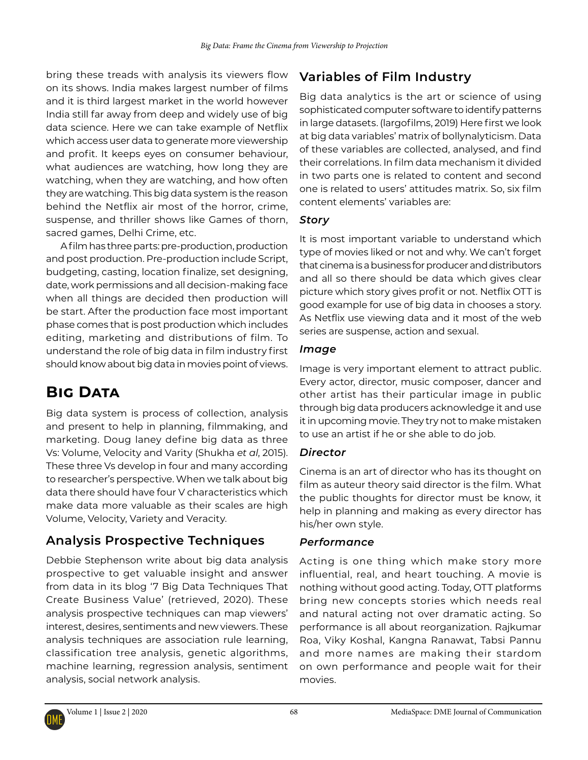bring these treads with analysis its viewers flow on its shows. India makes largest number of films and it is third largest market in the world however India still far away from deep and widely use of big data science. Here we can take example of Netflix which access user data to generate more viewership and profit. It keeps eyes on consumer behaviour, what audiences are watching, how long they are watching, when they are watching, and how often they are watching. This big data system is the reason behind the Netflix air most of the horror, crime, suspense, and thriller shows like Games of thorn, sacred games, Delhi Crime, etc.

A film has three parts: pre-production, production and post production. Pre-production include Script, budgeting, casting, location finalize, set designing, date, work permissions and all decision-making face when all things are decided then production will be start. After the production face most important phase comes that is post production which includes editing, marketing and distributions of film. To understand the role of big data in film industry first should know about big data in movies point of views.

# Big Data

Big data system is process of collection, analysis and present to help in planning, filmmaking, and marketing. Doug laney define big data as three Vs: Volume, Velocity and Varity (Shukha *et al*, 2015). These three Vs develop in four and many according to researcher's perspective. When we talk about big data there should have four V characteristics which make data more valuable as their scales are high Volume, Velocity, Variety and Veracity.

## Analysis Prospective Techniques

Debbie Stephenson write about big data analysis prospective to get valuable insight and answer from data in its blog '7 Big Data Techniques That Create Business Value' (retrieved, 2020). These analysis prospective techniques can map viewers' interest, desires, sentiments and new viewers. These analysis techniques are association rule learning, classification tree analysis, genetic algorithms, machine learning, regression analysis, sentiment analysis, social network analysis.

## Variables of Film Industry

Big data analytics is the art or science of using sophisticated computer software to identify patterns in large datasets. (largofilms, 2019) Here first we look at big data variables' matrix of bollynalyticism. Data of these variables are collected, analysed, and find their correlations. In film data mechanism it divided in two parts one is related to content and second one is related to users' attitudes matrix. So, six film content elements' variables are:

### *Story*

It is most important variable to understand which type of movies liked or not and why. We can't forget that cinema is a business for producer and distributors and all so there should be data which gives clear picture which story gives profit or not. Netflix OTT is good example for use of big data in chooses a story. As Netflix use viewing data and it most of the web series are suspense, action and sexual.

### *Image*

Image is very important element to attract public. Every actor, director, music composer, dancer and other artist has their particular image in public through big data producers acknowledge it and use it in upcoming movie. They try not to make mistaken to use an artist if he or she able to do job.

### *Director*

Cinema is an art of director who has its thought on film as auteur theory said director is the film. What the public thoughts for director must be know, it help in planning and making as every director has his/her own style.

### *Performance*

Acting is one thing which make story more influential, real, and heart touching. A movie is nothing without good acting. Today, OTT platforms bring new concepts stories which needs real and natural acting not over dramatic acting. So performance is all about reorganization. Rajkumar Roa, Viky Koshal, Kangna Ranawat, Tabsi Pannu and more names are making their stardom on own performance and people wait for their movies.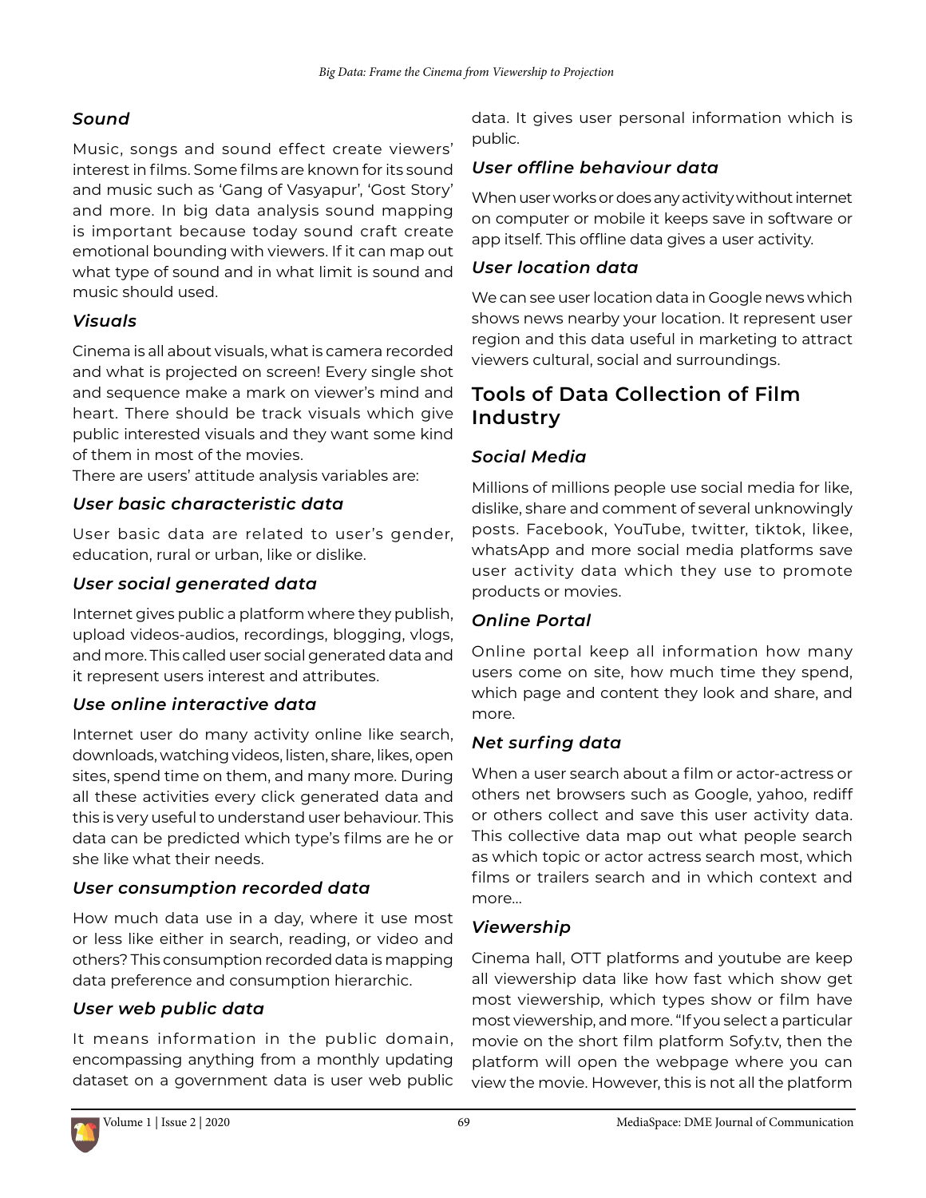### *Sound*

Music, songs and sound effect create viewers' interest in films. Some films are known for its sound and music such as 'Gang of Vasyapur', 'Gost Story' and more. In big data analysis sound mapping is important because today sound craft create emotional bounding with viewers. If it can map out what type of sound and in what limit is sound and music should used.

### *Visuals*

Cinema is all about visuals, what is camera recorded and what is projected on screen! Every single shot and sequence make a mark on viewer's mind and heart. There should be track visuals which give public interested visuals and they want some kind of them in most of the movies.

There are users' attitude analysis variables are:

### *User basic characteristic data*

User basic data are related to user's gender, education, rural or urban, like or dislike.

### *User social generated data*

Internet gives public a platform where they publish, upload videos-audios, recordings, blogging, vlogs, and more. This called user social generated data and it represent users interest and attributes.

### *Use online interactive data*

Internet user do many activity online like search, downloads, watching videos, listen, share, likes, open sites, spend time on them, and many more. During all these activities every click generated data and this is very useful to understand user behaviour. This data can be predicted which type's films are he or she like what their needs.

### *User consumption recorded data*

How much data use in a day, where it use most or less like either in search, reading, or video and others? This consumption recorded data is mapping data preference and consumption hierarchic.

### *User web public data*

It means information in the public domain, encompassing anything from a monthly updating dataset on a government data is user web public data. It gives user personal information which is public.

### *User offline behaviour data*

When user works or does any activity without internet on computer or mobile it keeps save in software or app itself. This offline data gives a user activity.

### *User location data*

We can see user location data in Google news which shows news nearby your location. It represent user region and this data useful in marketing to attract viewers cultural, social and surroundings.

## Tools of Data Collection of Film Industry

### *Social Media*

Millions of millions people use social media for like, dislike, share and comment of several unknowingly posts. Facebook, YouTube, twitter, tiktok, likee, whatsApp and more social media platforms save user activity data which they use to promote products or movies.

### *Online Portal*

Online portal keep all information how many users come on site, how much time they spend, which page and content they look and share, and more.

### *Net surfing data*

When a user search about a film or actor-actress or others net browsers such as Google, yahoo, rediff or others collect and save this user activity data. This collective data map out what people search as which topic or actor actress search most, which films or trailers search and in which context and more...

### *Viewership*

Cinema hall, OTT platforms and youtube are keep all viewership data like how fast which show get most viewership, which types show or film have most viewership, and more. "If you select a particular movie on the short film platform Sofy.tv, then the platform will open the webpage where you can view the movie. However, this is not all the platform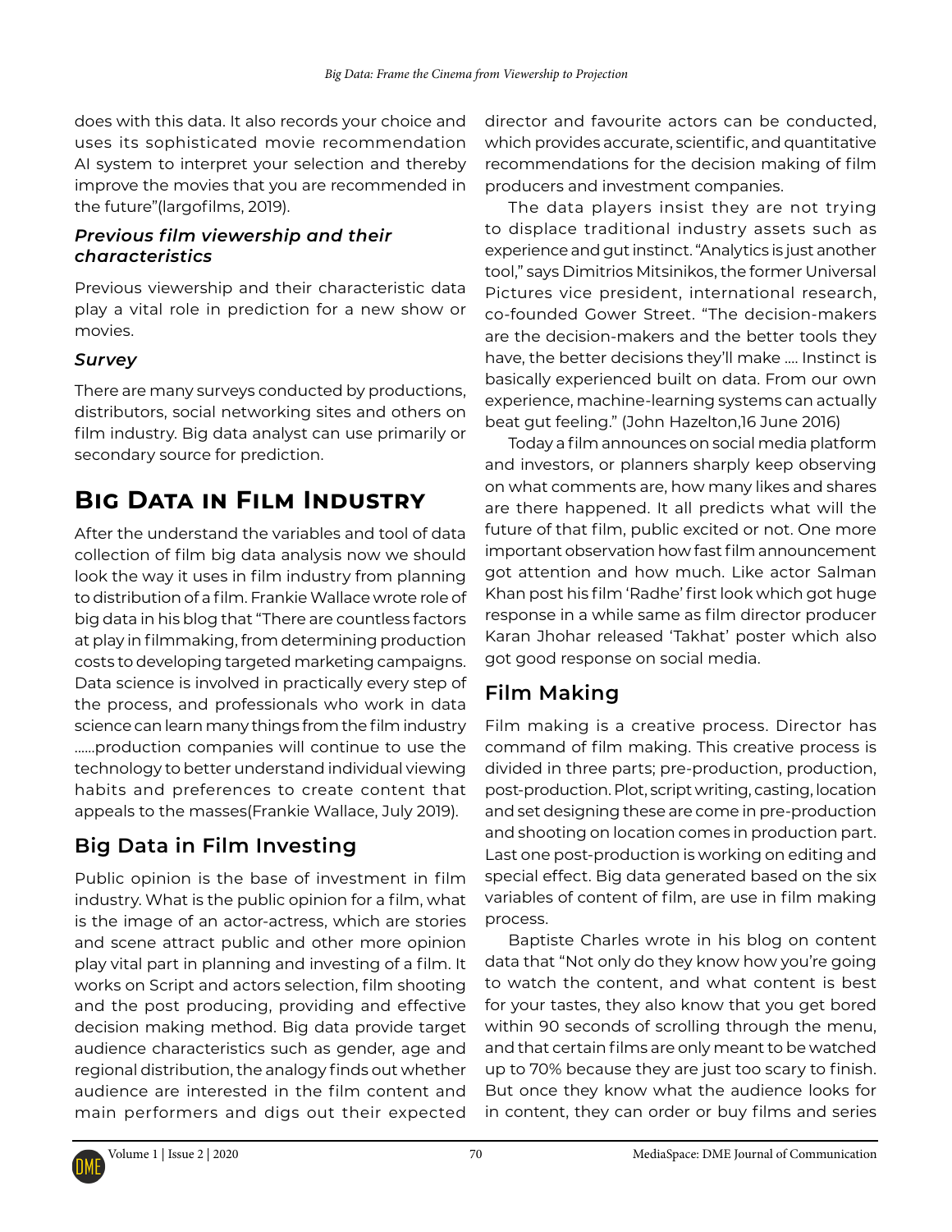does with this data. It also records your choice and uses its sophisticated movie recommendation AI system to interpret your selection and thereby improve the movies that you are recommended in the future"(largofilms, 2019).

### *Previous film viewership and their characteristics*

Previous viewership and their characteristic data play a vital role in prediction for a new show or movies.

### *Survey*

There are many surveys conducted by productions, distributors, social networking sites and others on film industry. Big data analyst can use primarily or secondary source for prediction.

# Big Data in Film Industry

After the understand the variables and tool of data collection of film big data analysis now we should look the way it uses in film industry from planning to distribution of a film. Frankie Wallace wrote role of big data in his blog that "There are countless factors at play in filmmaking, from determining production costs to developing targeted marketing campaigns. Data science is involved in practically every step of the process, and professionals who work in data science can learn many things from the film industry ......production companies will continue to use the technology to better understand individual viewing habits and preferences to create content that appeals to the masses(Frankie Wallace, July 2019).

## Big Data in Film Investing

Public opinion is the base of investment in film industry. What is the public opinion for a film, what is the image of an actor-actress, which are stories and scene attract public and other more opinion play vital part in planning and investing of a film. It works on Script and actors selection, film shooting and the post producing, providing and effective decision making method. Big data provide target audience characteristics such as gender, age and regional distribution, the analogy finds out whether audience are interested in the film content and main performers and digs out their expected director and favourite actors can be conducted, which provides accurate, scientific, and quantitative recommendations for the decision making of film producers and investment companies.

The data players insist they are not trying to displace traditional industry assets such as experience and gut instinct. "Analytics is just another tool," says Dimitrios Mitsinikos, the former Universal Pictures vice president, international research, co-founded Gower Street. "The decision-makers are the decision-makers and the better tools they have, the better decisions they'll make .... Instinct is basically experienced built on data. From our own experience, machine-learning systems can actually beat gut feeling." (John Hazelton,16 June 2016)

Today a film announces on social media platform and investors, or planners sharply keep observing on what comments are, how many likes and shares are there happened. It all predicts what will the future of that film, public excited or not. One more important observation how fast film announcement got attention and how much. Like actor Salman Khan post his film 'Radhe' first look which got huge response in a while same as film director producer Karan Jhohar released 'Takhat' poster which also got good response on social media.

## Film Making

Film making is a creative process. Director has command of film making. This creative process is divided in three parts; pre-production, production, post-production. Plot, script writing, casting, location and set designing these are come in pre-production and shooting on location comes in production part. Last one post-production is working on editing and special effect. Big data generated based on the six variables of content of film, are use in film making process.

Baptiste Charles wrote in his blog on content data that "Not only do they know how you're going to watch the content, and what content is best for your tastes, they also know that you get bored within 90 seconds of scrolling through the menu, and that certain films are only meant to be watched up to 70% because they are just too scary to finish. But once they know what the audience looks for in content, they can order or buy films and series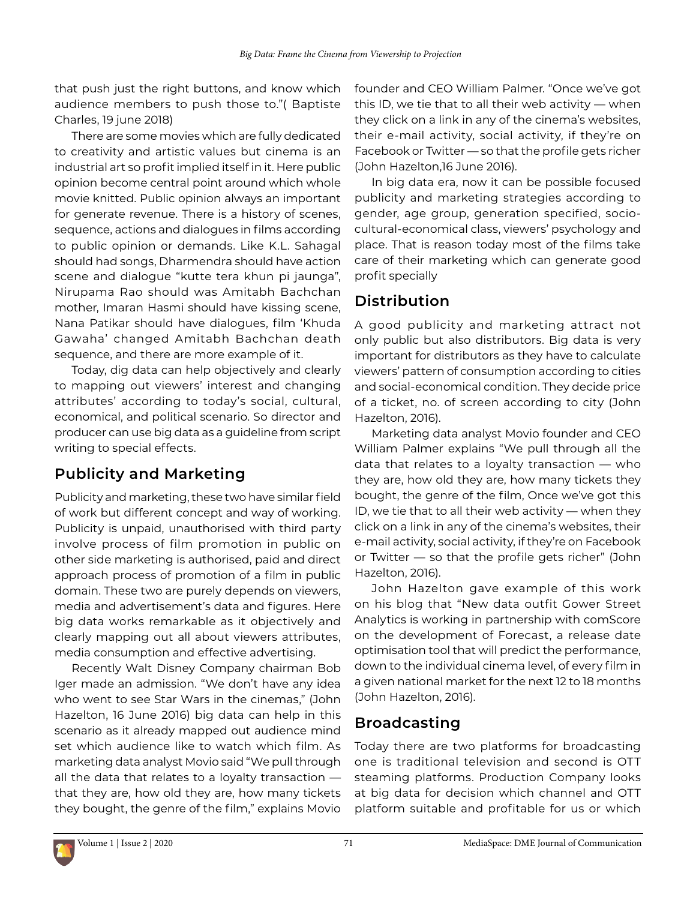that push just the right buttons, and know which audience members to push those to."( Baptiste Charles, 19 june 2018)

There are some movies which are fully dedicated to creativity and artistic values but cinema is an industrial art so profit implied itself in it. Here public opinion become central point around which whole movie knitted. Public opinion always an important for generate revenue. There is a history of scenes, sequence, actions and dialogues in films according to public opinion or demands. Like K.L. Sahagal should had songs, Dharmendra should have action scene and dialogue "kutte tera khun pi jaunga", Nirupama Rao should was Amitabh Bachchan mother, Imaran Hasmi should have kissing scene, Nana Patikar should have dialogues, film 'Khuda Gawaha' changed Amitabh Bachchan death sequence, and there are more example of it.

Today, dig data can help objectively and clearly to mapping out viewers' interest and changing attributes' according to today's social, cultural, economical, and political scenario. So director and producer can use big data as a guideline from script writing to special effects.

## Publicity and Marketing

Publicity and marketing, these two have similar field of work but different concept and way of working. Publicity is unpaid, unauthorised with third party involve process of film promotion in public on other side marketing is authorised, paid and direct approach process of promotion of a film in public domain. These two are purely depends on viewers, media and advertisement's data and figures. Here big data works remarkable as it objectively and clearly mapping out all about viewers attributes, media consumption and effective advertising.

Recently Walt Disney Company chairman Bob Iger made an admission. "We don't have any idea who went to see Star Wars in the cinemas," (John Hazelton, 16 June 2016) big data can help in this scenario as it already mapped out audience mind set which audience like to watch which film. As marketing data analyst Movio said "We pull through all the data that relates to a loyalty transaction — that they are, how old they are, how many tickets they bought, the genre of the film," explains Movio founder and CEO William Palmer. "Once we've got this ID, we tie that to all their web activity — when they click on a link in any of the cinema's websites, their e-mail activity, social activity, if they're on Facebook or Twitter — so that the profile gets richer (John Hazelton,16 June 2016).

In big data era, now it can be possible focused publicity and marketing strategies according to gender, age group, generation specified, socio-cultural-economical class, viewers' psychology and place. That is reason today most of the films take care of their marketing which can generate good profit specially

## Distribution

A good publicity and marketing attract not only public but also distributors. Big data is very important for distributors as they have to calculate viewers' pattern of consumption according to cities and social-economical condition. They decide price of a ticket, no. of screen according to city (John Hazelton, 2016).

Marketing data analyst Movio founder and CEO William Palmer explains "We pull through all the data that relates to a loyalty transaction — who they are, how old they are, how many tickets they bought, the genre of the film, Once we've got this ID, we tie that to all their web activity — when they click on a link in any of the cinema's websites, their e-mail activity, social activity, if they're on Facebook or Twitter — so that the profile gets richer" (John Hazelton, 2016).

John Hazelton gave example of this work on his blog that "New data outfit Gower Street Analytics is working in partnership with comScore on the development of Forecast, a release date optimisation tool that will predict the performance, down to the individual cinema level, of every film in a given national market for the next 12 to 18 months (John Hazelton, 2016).

## Broadcasting

Today there are two platforms for broadcasting one is traditional television and second is OTT steaming platforms. Production Company looks at big data for decision which channel and OTT platform suitable and profitable for us or which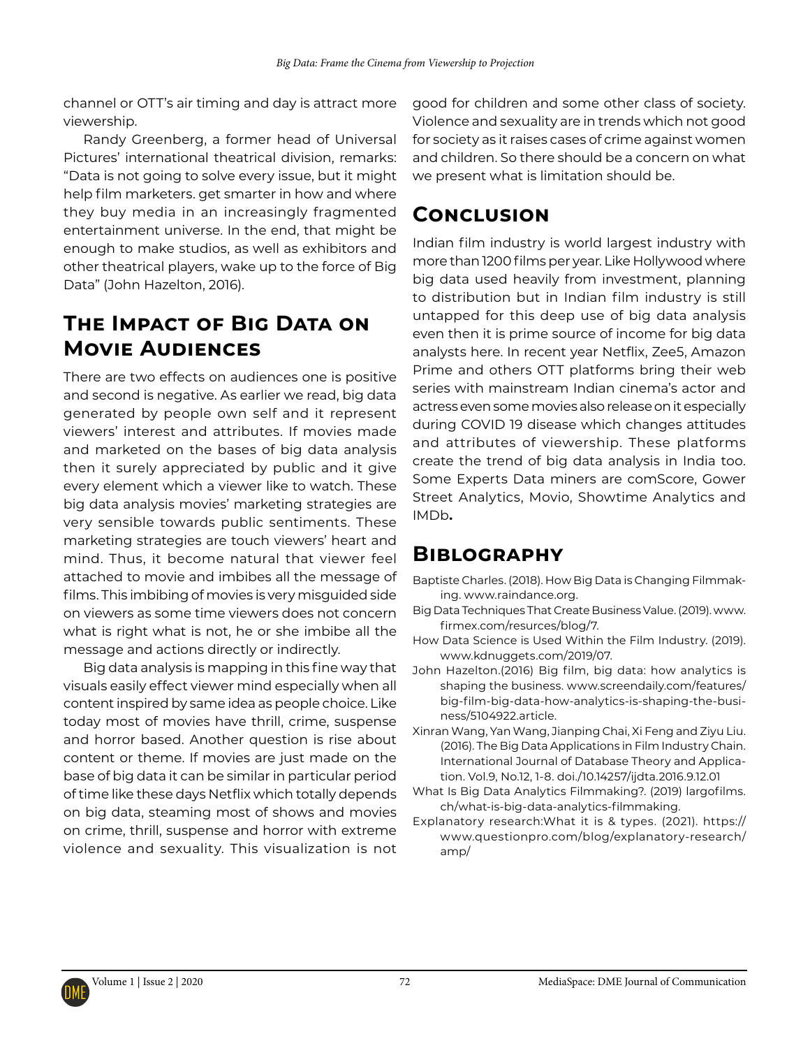channel or OTT's air timing and day is attract more viewership.

Randy Greenberg, a former head of Universal Pictures' international theatrical division, remarks: "Data is not going to solve every issue, but it might help film marketers. get smarter in how and where they buy media in an increasingly fragmented entertainment universe. In the end, that might be enough to make studios, as well as exhibitors and other theatrical players, wake up to the force of Big Data" (John Hazelton, 2016).

## The Impact of Big Data on Movie Audiences

There are two effects on audiences one is positive and second is negative. As earlier we read, big data generated by people own self and it represent viewers' interest and attributes. If movies made and marketed on the bases of big data analysis then it surely appreciated by public and it give every element which a viewer like to watch. These big data analysis movies' marketing strategies are very sensible towards public sentiments. These marketing strategies are touch viewers' heart and mind. Thus, it become natural that viewer feel attached to movie and imbibes all the message of films. This imbibing of movies is very misguided side on viewers as some time viewers does not concern what is right what is not, he or she imbibe all the message and actions directly or indirectly.

Big data analysis is mapping in this fine way that visuals easily effect viewer mind especially when all content inspired by same idea as people choice. Like today most of movies have thrill, crime, suspense and horror based. Another question is rise about content or theme. If movies are just made on the base of big data it can be similar in particular period of time like these days Netflix which totally depends on big data, steaming most of shows and movies on crime, thrill, suspense and horror with extreme violence and sexuality. This visualization is not good for children and some other class of society. Violence and sexuality are in trends which not good for society as it raises cases of crime against women and children. So there should be a concern on what we present what is limitation should be.

## Conclusion

Indian film industry is world largest industry with more than 1200 films per year. Like Hollywood where big data used heavily from investment, planning to distribution but in Indian film industry is still untapped for this deep use of big data analysis even then it is prime source of income for big data analysts here. In recent year Netflix, Zee5, Amazon Prime and others OTT platforms bring their web series with mainstream Indian cinema's actor and actress even some movies also release on it especially during COVID 19 disease which changes attitudes and attributes of viewership. These platforms create the trend of big data analysis in India too. Some Experts Data miners are comScore, Gower Street Analytics, Movio, Showtime Analytics and IMDb**.**

## Biblography

Baptiste Charles. (2018). How Big Data is Changing Filmmaking. www.raindance.org.

Big Data Techniques That Create Business Value. (2019). www.firmex.com/resurces/blog/7.

How Data Science is Used Within the Film Industry. (2019). www.kdnuggets.com/2019/07.

John Hazelton.(2016) Big film, big data: how analytics is shaping the business. www.screendaily.com/features/big-film-big-data-how-analytics-is-shaping-the-business/5104922.article.

Xinran Wang, Yan Wang, Jianping Chai, Xi Feng and Ziyu Liu. (2016). The Big Data Applications in Film Industry Chain. International Journal of Database Theory and Application. Vol.9, No.12, 1-8. doi./10.14257/ijdta.2016.9.12.01

What Is Big Data Analytics Filmmaking?. (2019) largofilms.ch/what-is-big-data-analytics-filmmaking.

Explanatory research:What it is & types. (2021). https://www.questionpro.com/blog/explanatory-research/amp/